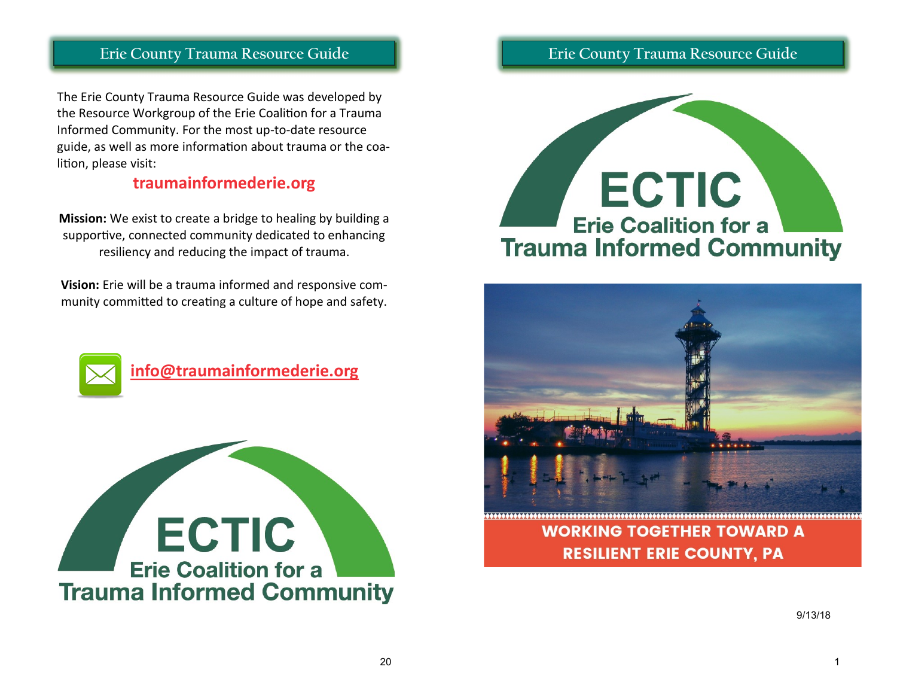The Erie County Trauma Resource Guide was developed by the Resource Workgroup of the Erie Coalition for a Trauma Informed Community. For the most up-to-date resource guide, as well as more information about trauma or the coalition, please visit:

**traumainformederie.org**

**Mission:** We exist to create a bridge to healing by building a supportive, connected community dedicated to enhancing resiliency and reducing the impact of trauma.

**Vision:** Erie will be a trauma informed and responsive community committed to creating a culture of hope and safety.

**info@traumainformederie.org**

ECTIC
Erie Coalition for a
Trauma Informed Community

# Erie County Trauma Resource Guide

ECTIC
Erie Coalition for a
Trauma Informed Community

**WORKING TOGETHER TOWARD A RESILIENT ERIE COUNTY, PA**

9/13/18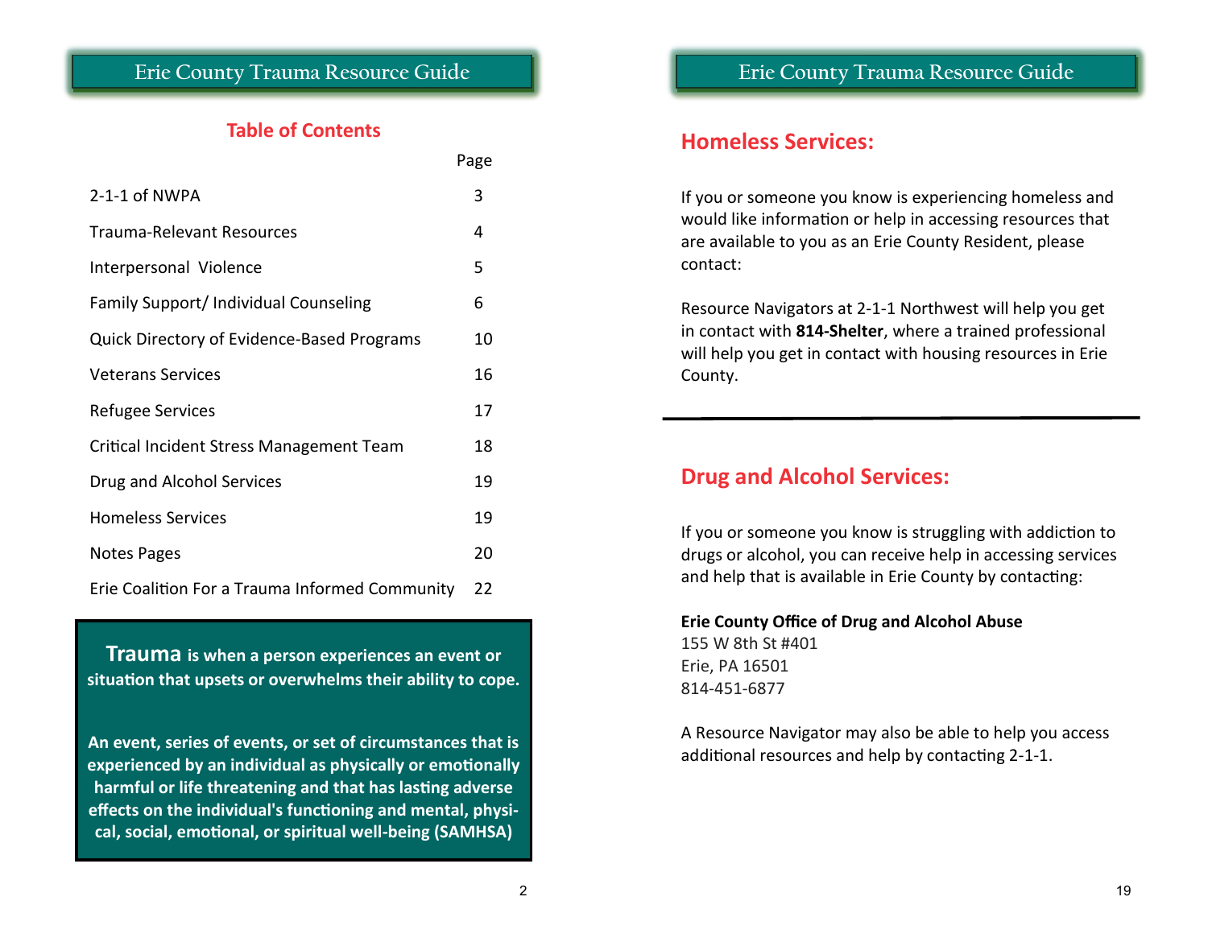## Table of Contents

| | Page |
|---|---|
| 2-1-1 of NWPA | 3 |
| Trauma-Relevant Resources | 4 |
| Interpersonal Violence | 5 |
| Family Support/ Individual Counseling | 6 |
| Quick Directory of Evidence-Based Programs | 10 |
| Veterans Services | 16 |
| Refugee Services | 17 |
| Critical Incident Stress Management Team | 18 |
| Drug and Alcohol Services | 19 |
| Homeless Services | 19 |
| Notes Pages | 20 |
| Erie Coalition For a Trauma Informed Community | 22 |

**Trauma is when a person experiences an event or situation that upsets or overwhelms their ability to cope.**

**An event, series of events, or set of circumstances that is experienced by an individual as physically or emotionally harmful or life threatening and that has lasting adverse effects on the individual's functioning and mental, physical, social, emotional, or spiritual well-being (SAMHSA)**

## Homeless Services:

If you or someone you know is experiencing homeless and would like information or help in accessing resources that are available to you as an Erie County Resident, please contact:

Resource Navigators at 2-1-1 Northwest will help you get in contact with **814-Shelter**, where a trained professional will help you get in contact with housing resources in Erie County.

---

## Drug and Alcohol Services:

If you or someone you know is struggling with addiction to drugs or alcohol, you can receive help in accessing services and help that is available in Erie County by contacting:

**Erie County Office of Drug and Alcohol Abuse**
155 W 8th St #401
Erie, PA 16501
814-451-6877

A Resource Navigator may also be able to help you access additional resources and help by contacting 2-1-1.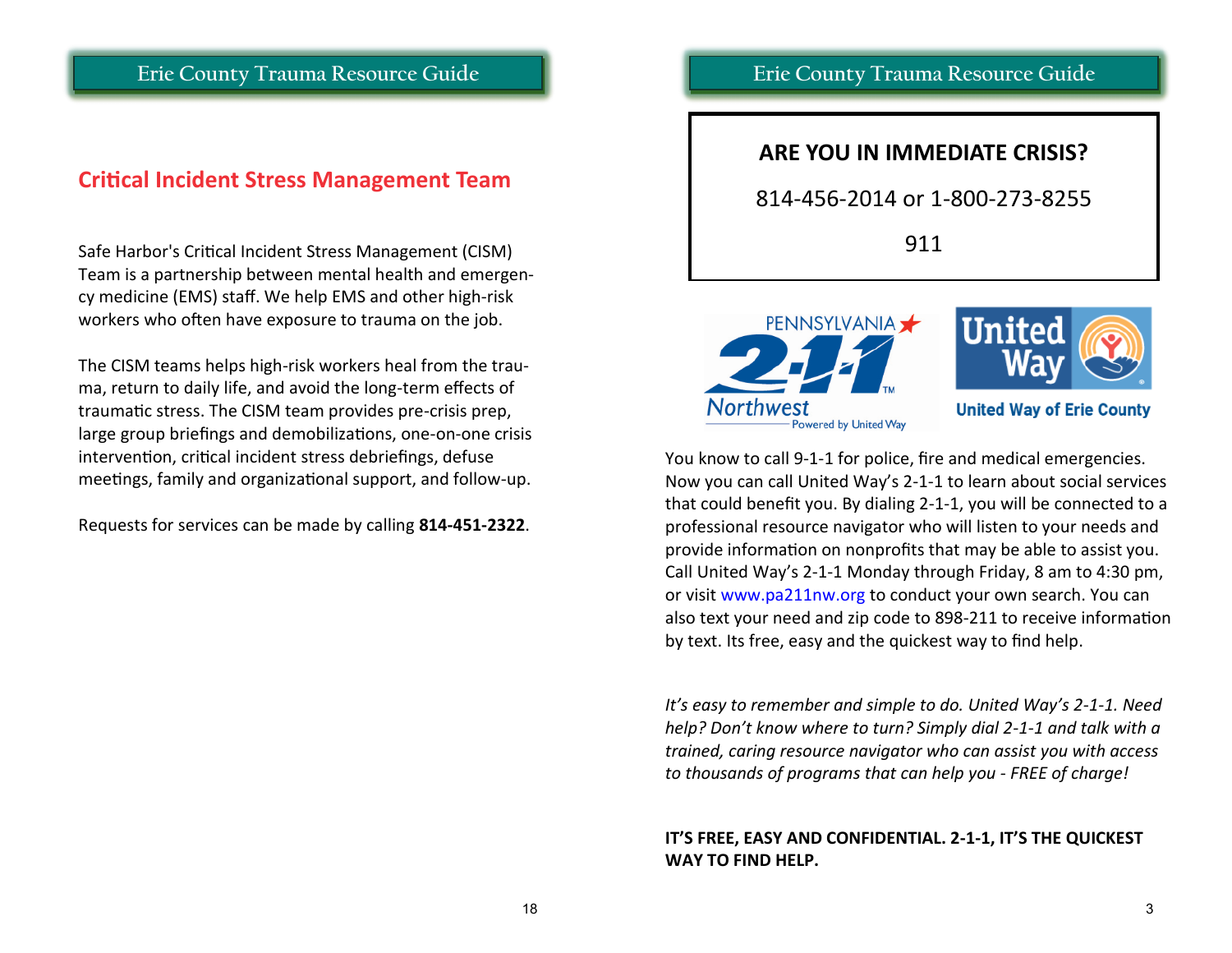## Critical Incident Stress Management Team

Safe Harbor's Critical Incident Stress Management (CISM) Team is a partnership between mental health and emergency medicine (EMS) staff. We help EMS and other high-risk workers who often have exposure to trauma on the job.

The CISM teams helps high-risk workers heal from the trauma, return to daily life, and avoid the long-term effects of traumatic stress. The CISM team provides pre-crisis prep, large group briefings and demobilizations, one-on-one crisis intervention, critical incident stress debriefings, defuse meetings, family and organizational support, and follow-up.

Requests for services can be made by calling **814-451-2322**.

**ARE YOU IN IMMEDIATE CRISIS?**

814-456-2014 or 1-800-273-8255

911

PENNSYLVANIA 2-1-1 Northwest Powered by United Way

United Way of Erie County

You know to call 9-1-1 for police, fire and medical emergencies. Now you can call United Way's 2-1-1 to learn about social services that could benefit you. By dialing 2-1-1, you will be connected to a professional resource navigator who will listen to your needs and provide information on nonprofits that may be able to assist you. Call United Way's 2-1-1 Monday through Friday, 8 am to 4:30 pm, or visit www.pa211nw.org to conduct your own search. You can also text your need and zip code to 898-211 to receive information by text. Its free, easy and the quickest way to find help.

*It's easy to remember and simple to do. United Way's 2-1-1. Need help? Don't know where to turn? Simply dial 2-1-1 and talk with a trained, caring resource navigator who can assist you with access to thousands of programs that can help you - FREE of charge!*

**IT'S FREE, EASY AND CONFIDENTIAL. 2-1-1, IT'S THE QUICKEST WAY TO FIND HELP.**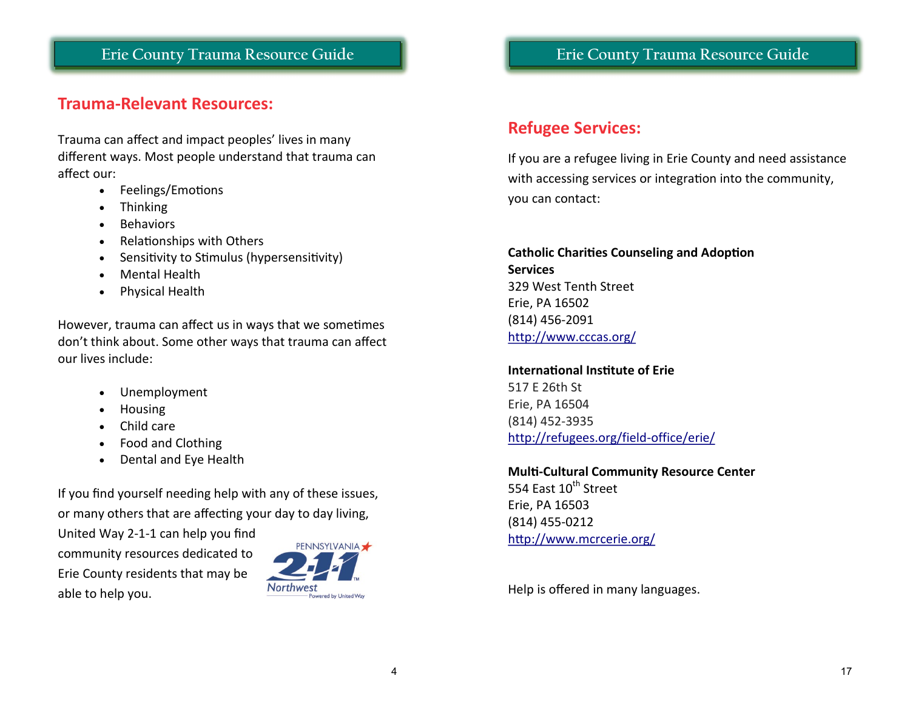## Trauma-Relevant Resources:

Trauma can affect and impact peoples' lives in many different ways. Most people understand that trauma can affect our:

- Feelings/Emotions
- Thinking
- Behaviors
- Relationships with Others
- Sensitivity to Stimulus (hypersensitivity)
- Mental Health
- Physical Health

However, trauma can affect us in ways that we sometimes don't think about. Some other ways that trauma can affect our lives include:

- Unemployment
- Housing
- Child care
- Food and Clothing
- Dental and Eye Health

If you find yourself needing help with any of these issues, or many others that are affecting your day to day living, United Way 2-1-1 can help you find community resources dedicated to Erie County residents that may be able to help you.

## Refugee Services:

If you are a refugee living in Erie County and need assistance with accessing services or integration into the community, you can contact:

**Catholic Charities Counseling and Adoption Services**
329 West Tenth Street
Erie, PA 16502
(814) 456-2091
http://www.cccas.org/

**International Institute of Erie**
517 E 26th St
Erie, PA 16504
(814) 452-3935
http://refugees.org/field-office/erie/

**Multi-Cultural Community Resource Center**
554 East 10th Street
Erie, PA 16503
(814) 455-0212
http://www.mcrcerie.org/

Help is offered in many languages.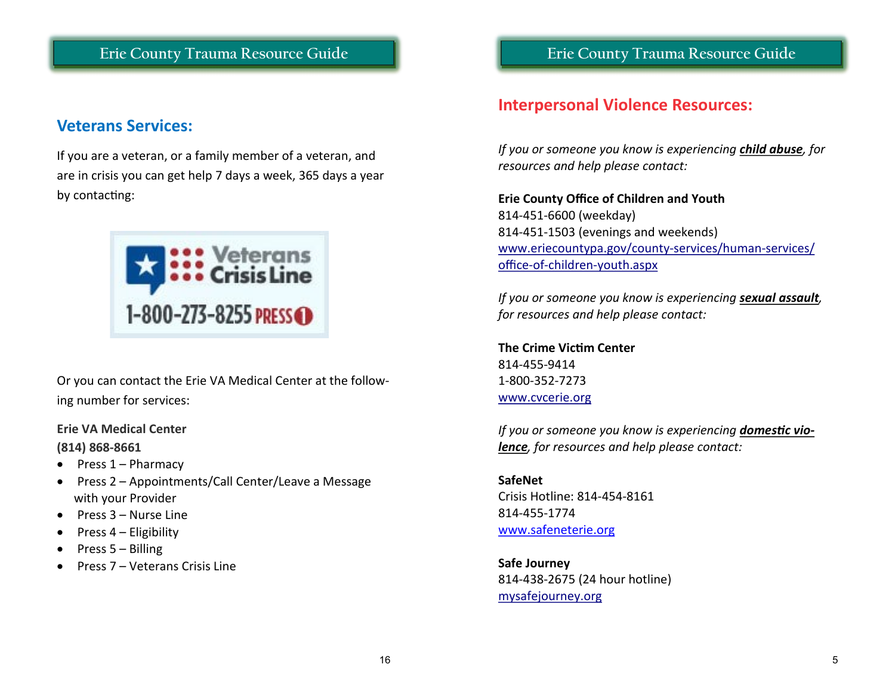## Veterans Services:

If you are a veteran, or a family member of a veteran, and are in crisis you can get help 7 days a week, 365 days a year by contacting:

**Veterans Crisis Line**
**1-800-273-8255 PRESS 1**

Or you can contact the Erie VA Medical Center at the following number for services:

**Erie VA Medical Center**
**(814) 868-8661**

- Press 1 – Pharmacy
- Press 2 – Appointments/Call Center/Leave a Message with your Provider
- Press 3 – Nurse Line
- Press 4 – Eligibility
- Press 5 – Billing
- Press 7 – Veterans Crisis Line

## Interpersonal Violence Resources:

*If you or someone you know is experiencing **child abuse**, for resources and help please contact:*

**Erie County Office of Children and Youth**
814-451-6600 (weekday)
814-451-1503 (evenings and weekends)
www.eriecountypa.gov/county-services/human-services/office-of-children-youth.aspx

*If you or someone you know is experiencing **sexual assault**, for resources and help please contact:*

**The Crime Victim Center**
814-455-9414
1-800-352-7273
www.cvcerie.org

*If you or someone you know is experiencing **domestic violence**, for resources and help please contact:*

**SafeNet**
Crisis Hotline: 814-454-8161
814-455-1774
www.safeneterie.org

**Safe Journey**
814-438-2675 (24 hour hotline)
mysafejourney.org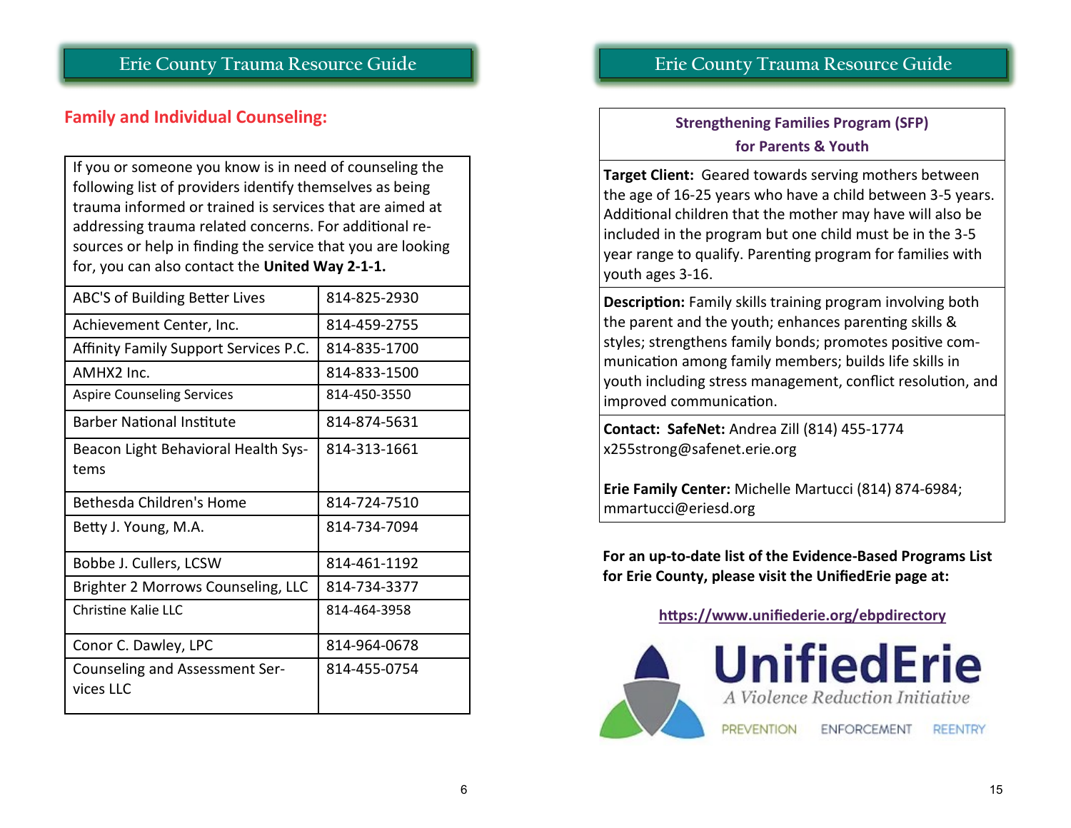## Family and Individual Counseling:

If you or someone you know is in need of counseling the following list of providers identify themselves as being trauma informed or trained is services that are aimed at addressing trauma related concerns. For additional resources or help in finding the service that you are looking for, you can also contact the **United Way 2-1-1.**

| Provider | Phone |
|---|---|
| ABC'S of Building Better Lives | 814-825-2930 |
| Achievement Center, Inc. | 814-459-2755 |
| Affinity Family Support Services P.C. | 814-835-1700 |
| AMHX2 Inc. | 814-833-1500 |
| Aspire Counseling Services | 814-450-3550 |
| Barber National Institute | 814-874-5631 |
| Beacon Light Behavioral Health Systems | 814-313-1661 |
| Bethesda Children's Home | 814-724-7510 |
| Betty J. Young, M.A. | 814-734-7094 |
| Bobbe J. Cullers, LCSW | 814-461-1192 |
| Brighter 2 Morrows Counseling, LLC | 814-734-3377 |
| Christine Kalie LLC | 814-464-3958 |
| Conor C. Dawley, LPC | 814-964-0678 |
| Counseling and Assessment Services LLC | 814-455-0754 |

### Strengthening Families Program (SFP) for Parents & Youth

**Target Client:** Geared towards serving mothers between the age of 16-25 years who have a child between 3-5 years. Additional children that the mother may have will also be included in the program but one child must be in the 3-5 year range to qualify. Parenting program for families with youth ages 3-16.

**Description:** Family skills training program involving both the parent and the youth; enhances parenting skills & styles; strengthens family bonds; promotes positive communication among family members; builds life skills in youth including stress management, conflict resolution, and improved communication.

**Contact: SafeNet:** Andrea Zill (814) 455-1774 x255strong@safenet.erie.org

**Erie Family Center:** Michelle Martucci (814) 874-6984; mmartucci@eriesd.org

**For an up-to-date list of the Evidence-Based Programs List for Erie County, please visit the UnifiedErie page at:**

https://www.unifiederie.org/ebpdirectory

UnifiedErie
*A Violence Reduction Initiative*
PREVENTION ENFORCEMENT REENTRY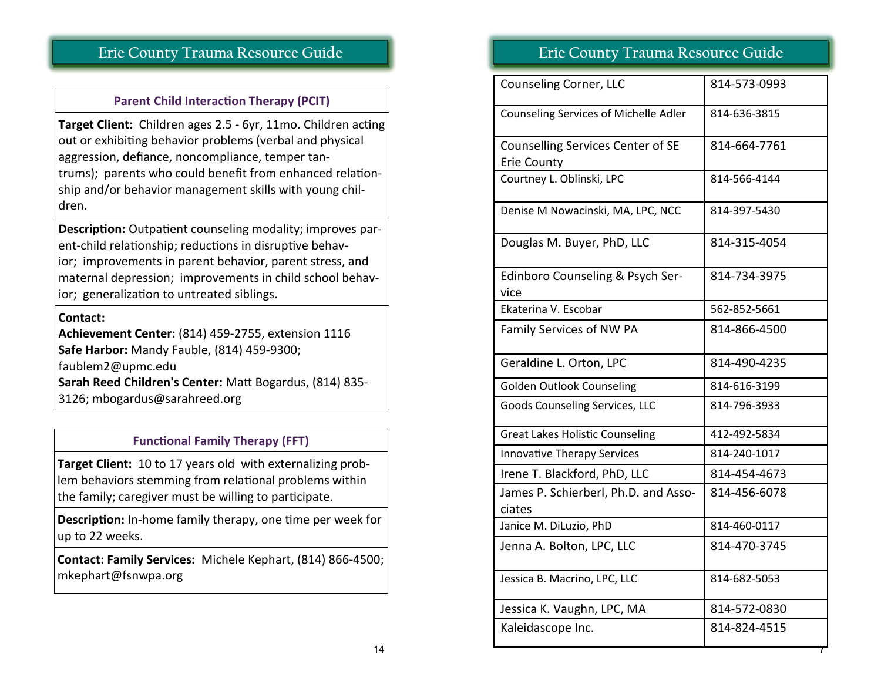## Erie County Trauma Resource Guide

| Parent Child Interaction Therapy (PCIT) |
|---|
| **Target Client:** Children ages 2.5 - 6yr, 11mo. Children acting out or exhibiting behavior problems (verbal and physical aggression, defiance, noncompliance, temper tantrums); parents who could benefit from enhanced relationship and/or behavior management skills with young children. |
| **Description:** Outpatient counseling modality; improves parent-child relationship; reductions in disruptive behavior; improvements in parent behavior, parent stress, and maternal depression; improvements in child school behavior; generalization to untreated siblings. |
| **Contact:**<br>**Achievement Center:** (814) 459-2755, extension 1116<br>**Safe Harbor:** Mandy Fauble, (814) 459-9300; faublem2@upmc.edu<br>**Sarah Reed Children's Center:** Matt Bogardus, (814) 835-3126; mbogardus@sarahreed.org |

| Functional Family Therapy (FFT) |
|---|
| **Target Client:** 10 to 17 years old with externalizing problem behaviors stemming from relational problems within the family; caregiver must be willing to participate. |
| **Description:** In-home family therapy, one time per week for up to 22 weeks. |
| **Contact: Family Services:** Michele Kephart, (814) 866-4500; mkephart@fsnwpa.org |

## Erie County Trauma Resource Guide

| | |
|---|---|
| Counseling Corner, LLC | 814-573-0993 |
| Counseling Services of Michelle Adler | 814-636-3815 |
| Counselling Services Center of SE Erie County | 814-664-7761 |
| Courtney L. Oblinski, LPC | 814-566-4144 |
| Denise M Nowacinski, MA, LPC, NCC | 814-397-5430 |
| Douglas M. Buyer, PhD, LLC | 814-315-4054 |
| Edinboro Counseling & Psych Service | 814-734-3975 |
| Ekaterina V. Escobar | 562-852-5661 |
| Family Services of NW PA | 814-866-4500 |
| Geraldine L. Orton, LPC | 814-490-4235 |
| Golden Outlook Counseling | 814-616-3199 |
| Goods Counseling Services, LLC | 814-796-3933 |
| Great Lakes Holistic Counseling | 412-492-5834 |
| Innovative Therapy Services | 814-240-1017 |
| Irene T. Blackford, PhD, LLC | 814-454-4673 |
| James P. Schierberl, Ph.D. and Associates | 814-456-6078 |
| Janice M. DiLuzio, PhD | 814-460-0117 |
| Jenna A. Bolton, LPC, LLC | 814-470-3745 |
| Jessica B. Macrino, LPC, LLC | 814-682-5053 |
| Jessica K. Vaughn, LPC, MA | 814-572-0830 |
| Kaleidascope Inc. | 814-824-4515 |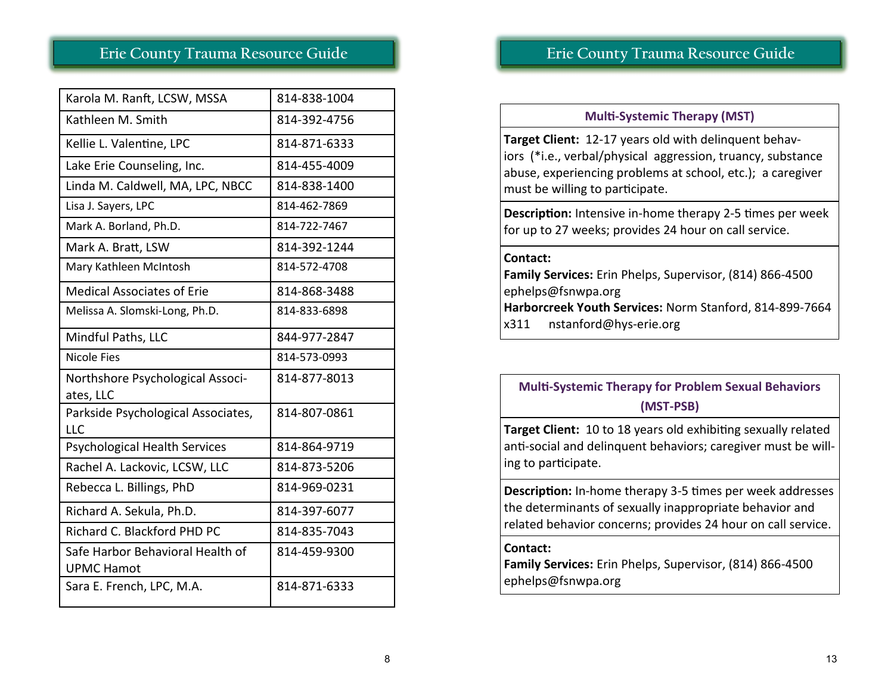| Karola M. Ranft, LCSW, MSSA | 814-838-1004 |
|---|---|
| Kathleen M. Smith | 814-392-4756 |
| Kellie L. Valentine, LPC | 814-871-6333 |
| Lake Erie Counseling, Inc. | 814-455-4009 |
| Linda M. Caldwell, MA, LPC, NBCC | 814-838-1400 |
| Lisa J. Sayers, LPC | 814-462-7869 |
| Mark A. Borland, Ph.D. | 814-722-7467 |
| Mark A. Bratt, LSW | 814-392-1244 |
| Mary Kathleen McIntosh | 814-572-4708 |
| Medical Associates of Erie | 814-868-3488 |
| Melissa A. Slomski-Long, Ph.D. | 814-833-6898 |
| Mindful Paths, LLC | 844-977-2847 |
| Nicole Fies | 814-573-0993 |
| Northshore Psychological Associates, LLC | 814-877-8013 |
| Parkside Psychological Associates, LLC | 814-807-0861 |
| Psychological Health Services | 814-864-9719 |
| Rachel A. Lackovic, LCSW, LLC | 814-873-5206 |
| Rebecca L. Billings, PhD | 814-969-0231 |
| Richard A. Sekula, Ph.D. | 814-397-6077 |
| Richard C. Blackford PHD PC | 814-835-7043 |
| Safe Harbor Behavioral Health of UPMC Hamot | 814-459-9300 |
| Sara E. French, LPC, M.A. | 814-871-6333 |

## Multi-Systemic Therapy (MST)

**Target Client:** 12-17 years old with delinquent behaviors (*i.e., verbal/physical aggression, truancy, substance abuse, experiencing problems at school, etc.); a caregiver must be willing to participate.

**Description:** Intensive in-home therapy 2-5 times per week for up to 27 weeks; provides 24 hour on call service.

**Contact:**
**Family Services:** Erin Phelps, Supervisor, (814) 866-4500 ephelps@fsnwpa.org
**Harborcreek Youth Services:** Norm Stanford, 814-899-7664 x311 nstanford@hys-erie.org

## Multi-Systemic Therapy for Problem Sexual Behaviors (MST-PSB)

**Target Client:** 10 to 18 years old exhibiting sexually related anti-social and delinquent behaviors; caregiver must be willing to participate.

**Description:** In-home therapy 3-5 times per week addresses the determinants of sexually inappropriate behavior and related behavior concerns; provides 24 hour on call service.

**Contact:**
**Family Services:** Erin Phelps, Supervisor, (814) 866-4500 ephelps@fsnwpa.org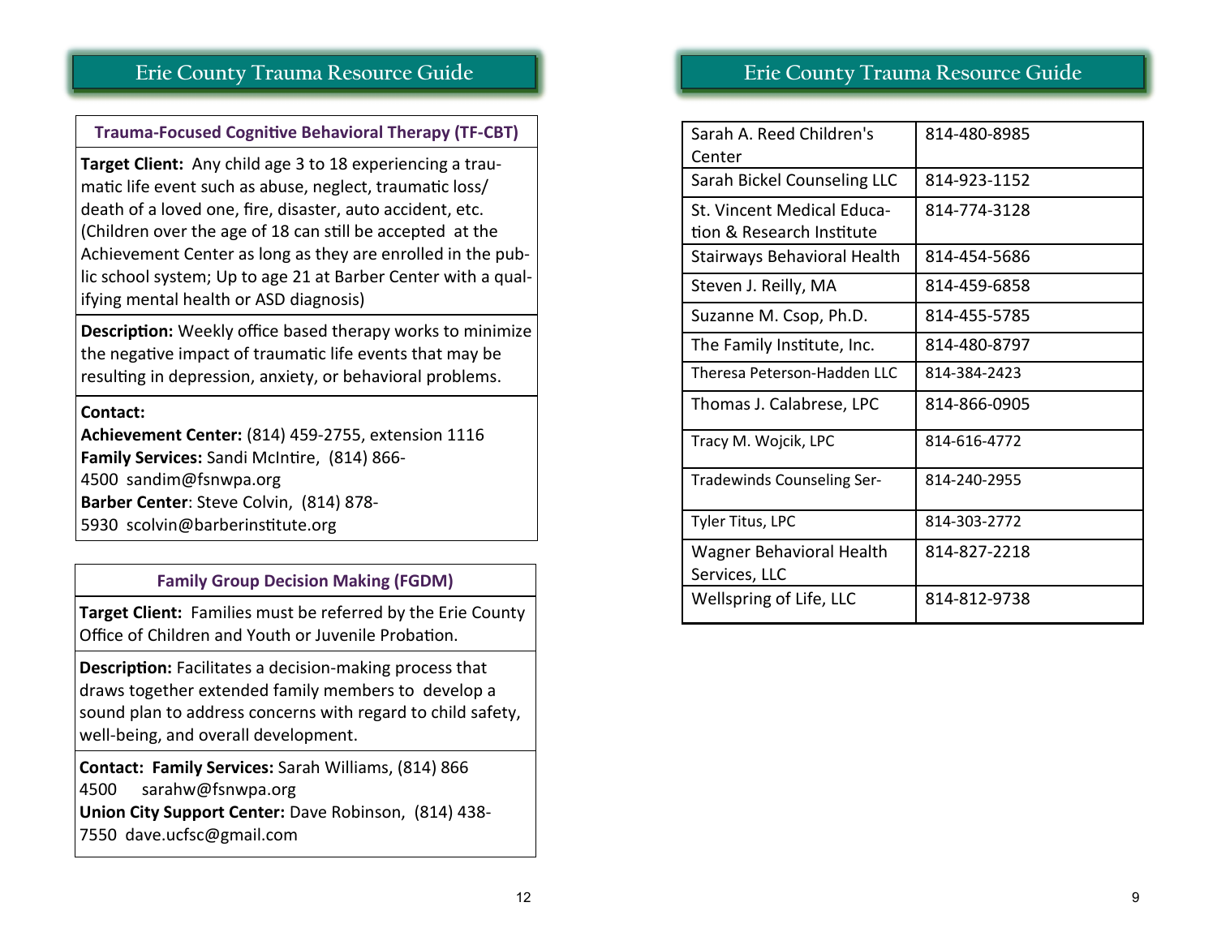## Trauma-Focused Cognitive Behavioral Therapy (TF-CBT)

**Target Client:** Any child age 3 to 18 experiencing a traumatic life event such as abuse, neglect, traumatic loss/death of a loved one, fire, disaster, auto accident, etc. (Children over the age of 18 can still be accepted at the Achievement Center as long as they are enrolled in the public school system; Up to age 21 at Barber Center with a qualifying mental health or ASD diagnosis)

**Description:** Weekly office based therapy works to minimize the negative impact of traumatic life events that may be resulting in depression, anxiety, or behavioral problems.

**Contact:**
**Achievement Center:** (814) 459-2755, extension 1116
**Family Services:** Sandi McIntire, (814) 866-4500 sandim@fsnwpa.org
**Barber Center**: Steve Colvin, (814) 878-5930 scolvin@barberinstitute.org

## Family Group Decision Making (FGDM)

**Target Client:** Families must be referred by the Erie County Office of Children and Youth or Juvenile Probation.

**Description:** Facilitates a decision-making process that draws together extended family members to develop a sound plan to address concerns with regard to child safety, well-being, and overall development.

**Contact: Family Services:** Sarah Williams, (814) 866 4500 sarahw@fsnwpa.org
**Union City Support Center:** Dave Robinson, (814) 438-7550 dave.ucfsc@gmail.com

| | |
|---|---|
| Sarah A. Reed Children's Center | 814-480-8985 |
| Sarah Bickel Counseling LLC | 814-923-1152 |
| St. Vincent Medical Education & Research Institute | 814-774-3128 |
| Stairways Behavioral Health | 814-454-5686 |
| Steven J. Reilly, MA | 814-459-6858 |
| Suzanne M. Csop, Ph.D. | 814-455-5785 |
| The Family Institute, Inc. | 814-480-8797 |
| Theresa Peterson-Hadden LLC | 814-384-2423 |
| Thomas J. Calabrese, LPC | 814-866-0905 |
| Tracy M. Wojcik, LPC | 814-616-4772 |
| Tradewinds Counseling Ser- | 814-240-2955 |
| Tyler Titus, LPC | 814-303-2772 |
| Wagner Behavioral Health Services, LLC | 814-827-2218 |
| Wellspring of Life, LLC | 814-812-9738 |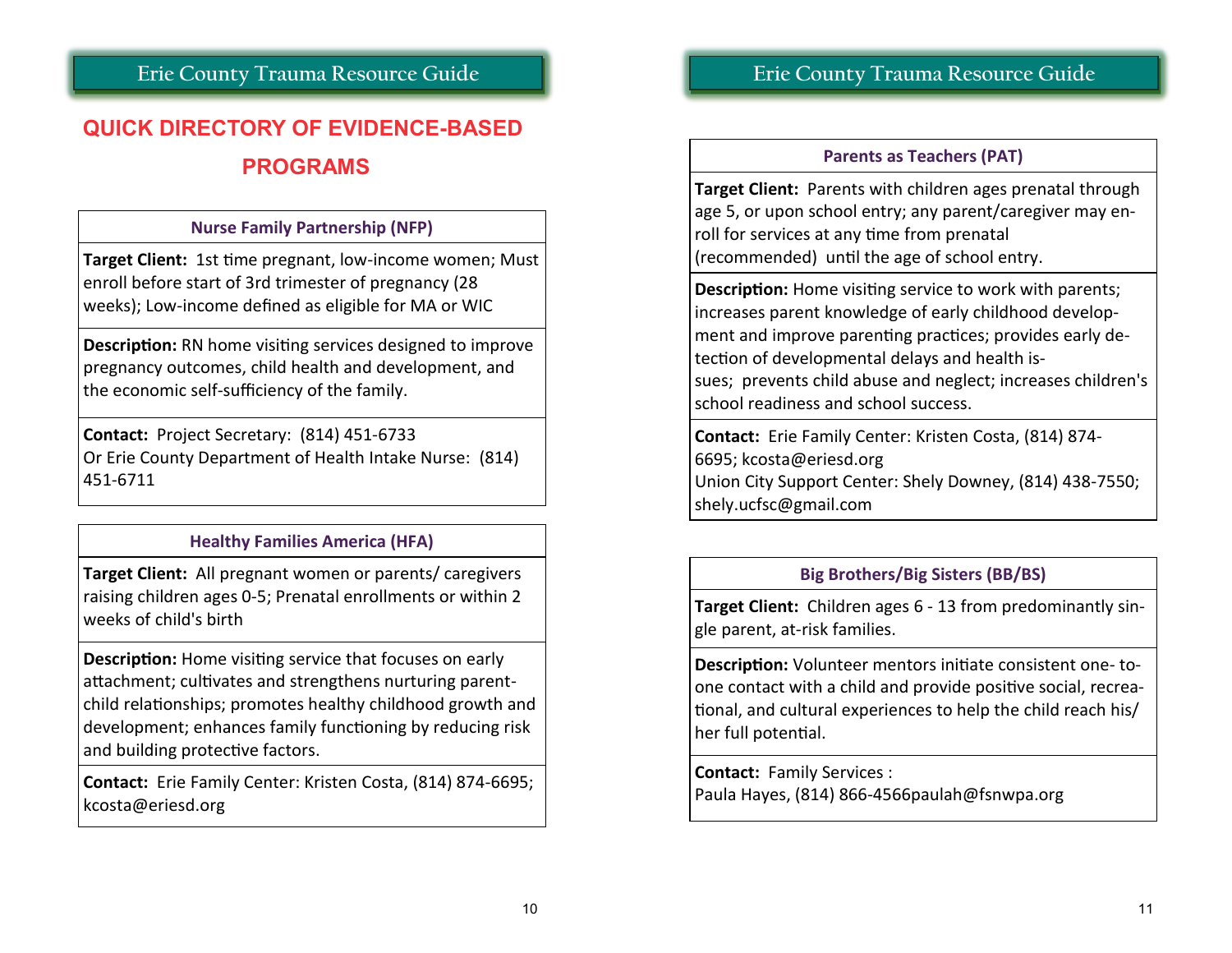# QUICK DIRECTORY OF EVIDENCE-BASED PROGRAMS

### Nurse Family Partnership (NFP)

**Target Client:** 1st time pregnant, low-income women; Must enroll before start of 3rd trimester of pregnancy (28 weeks); Low-income defined as eligible for MA or WIC

**Description:** RN home visiting services designed to improve pregnancy outcomes, child health and development, and the economic self-sufficiency of the family.

**Contact:** Project Secretary: (814) 451-6733
Or Erie County Department of Health Intake Nurse: (814) 451-6711

### Healthy Families America (HFA)

**Target Client:** All pregnant women or parents/ caregivers raising children ages 0-5; Prenatal enrollments or within 2 weeks of child's birth

**Description:** Home visiting service that focuses on early attachment; cultivates and strengthens nurturing parent-child relationships; promotes healthy childhood growth and development; enhances family functioning by reducing risk and building protective factors.

**Contact:** Erie Family Center: Kristen Costa, (814) 874-6695; kcosta@eriesd.org

### Parents as Teachers (PAT)

**Target Client:** Parents with children ages prenatal through age 5, or upon school entry; any parent/caregiver may enroll for services at any time from prenatal (recommended) until the age of school entry.

**Description:** Home visiting service to work with parents; increases parent knowledge of early childhood development and improve parenting practices; provides early detection of developmental delays and health issues; prevents child abuse and neglect; increases children's school readiness and school success.

**Contact:** Erie Family Center: Kristen Costa, (814) 874-6695; kcosta@eriesd.org
Union City Support Center: Shely Downey, (814) 438-7550; shely.ucfsc@gmail.com

### Big Brothers/Big Sisters (BB/BS)

**Target Client:** Children ages 6 - 13 from predominantly single parent, at-risk families.

**Description:** Volunteer mentors initiate consistent one- to-one contact with a child and provide positive social, recreational, and cultural experiences to help the child reach his/her full potential.

**Contact:** Family Services :
Paula Hayes, (814) 866-4566paulah@fsnwpa.org